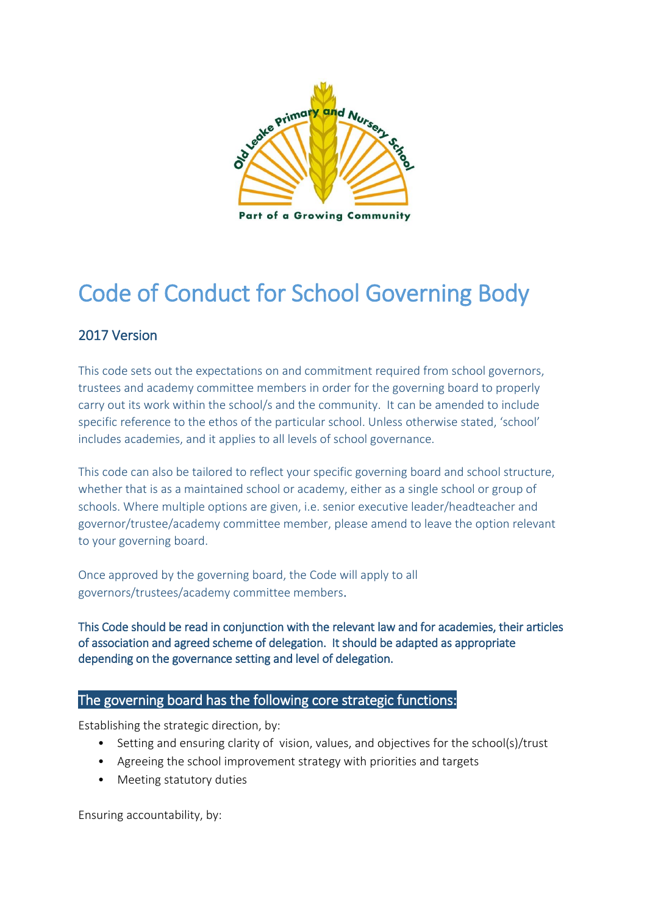# Code of Conduct for School Governing Body

## 2017 Version

This code sets out the expectations on and commitment required from school governors, trustees and academy committee members in order for the governing board to properly carry out its work within the school/s and the community. It can be amended to include specific reference to the ethos of the particular school. Unless otherwise stated, 'school' includes academies, and it applies to all levels of school governance.

This code can also be tailored to reflect your specific governing board and school structure, whether that is as a maintained school or academy, either as a single school or group of schools. Where multiple options are given, i.e. senior executive leader/headteacher and governor/trustee/academy committee member, please amend to leave the option relevant to your governing board.

Once approved by the governing board, the Code will apply to all governors/trustees/academy committee members.

**This Code should be read in conjunction with the relevant law and for academies, their articles of association and agreed scheme of delegation. It should be adapted as appropriate depending on the governance setting and level of delegation.**

## The governing board has the following core strategic functions:

Establishing the strategic direction, by:

- Setting and ensuring clarity of vision, values, and objectives for the school(s)/trust
- Agreeing the school improvement strategy with priorities and targets
- Meeting statutory duties

Ensuring accountability, by: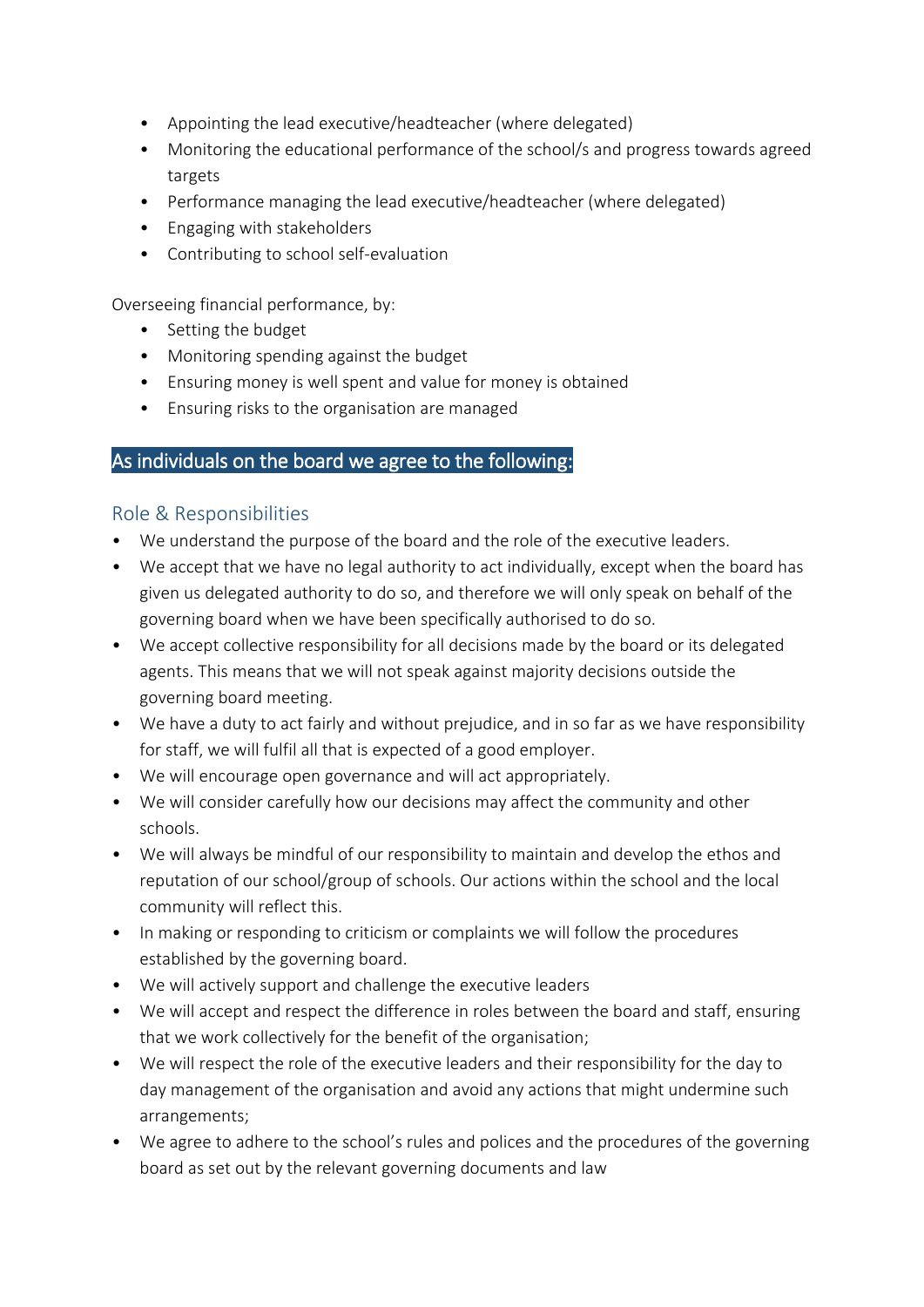- Appointing the lead executive/headteacher (where delegated)
- Monitoring the educational performance of the school/s and progress towards agreed targets
- Performance managing the lead executive/headteacher (where delegated)
- Engaging with stakeholders
- Contributing to school self-evaluation

Overseeing financial performance, by:

- Setting the budget
- Monitoring spending against the budget
- Ensuring money is well spent and value for money is obtained
- Ensuring risks to the organisation are managed

## As individuals on the board we agree to the following:

### Role & Responsibilities

- We understand the purpose of the board and the role of the executive leaders.
- We accept that we have no legal authority to act individually, except when the board has given us delegated authority to do so, and therefore we will only speak on behalf of the governing board when we have been specifically authorised to do so.
- We accept collective responsibility for all decisions made by the board or its delegated agents. This means that we will not speak against majority decisions outside the governing board meeting.
- We have a duty to act fairly and without prejudice, and in so far as we have responsibility for staff, we will fulfil all that is expected of a good employer.
- We will encourage open governance and will act appropriately.
- We will consider carefully how our decisions may affect the community and other schools.
- We will always be mindful of our responsibility to maintain and develop the ethos and reputation of our school/group of schools. Our actions within the school and the local community will reflect this.
- In making or responding to criticism or complaints we will follow the procedures established by the governing board.
- We will actively support and challenge the executive leaders
- We will accept and respect the difference in roles between the board and staff, ensuring that we work collectively for the benefit of the organisation;
- We will respect the role of the executive leaders and their responsibility for the day to day management of the organisation and avoid any actions that might undermine such arrangements;
- We agree to adhere to the school's rules and polices and the procedures of the governing board as set out by the relevant governing documents and law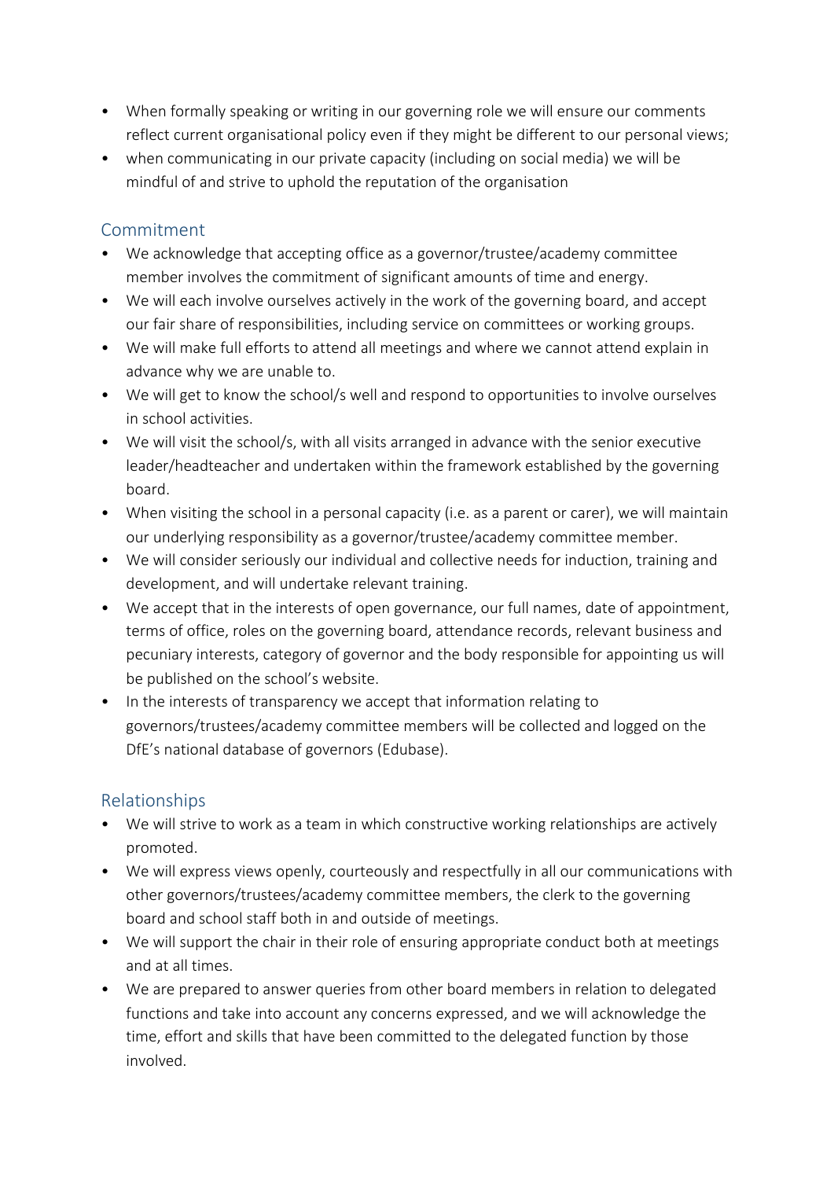- When formally speaking or writing in our governing role we will ensure our comments reflect current organisational policy even if they might be different to our personal views;
- when communicating in our private capacity (including on social media) we will be mindful of and strive to uphold the reputation of the organisation

## Commitment

- We acknowledge that accepting office as a governor/trustee/academy committee member involves the commitment of significant amounts of time and energy.
- We will each involve ourselves actively in the work of the governing board, and accept our fair share of responsibilities, including service on committees or working groups.
- We will make full efforts to attend all meetings and where we cannot attend explain in advance why we are unable to.
- We will get to know the school/s well and respond to opportunities to involve ourselves in school activities.
- We will visit the school/s, with all visits arranged in advance with the senior executive leader/headteacher and undertaken within the framework established by the governing board.
- When visiting the school in a personal capacity (i.e. as a parent or carer), we will maintain our underlying responsibility as a governor/trustee/academy committee member.
- We will consider seriously our individual and collective needs for induction, training and development, and will undertake relevant training.
- We accept that in the interests of open governance, our full names, date of appointment, terms of office, roles on the governing board, attendance records, relevant business and pecuniary interests, category of governor and the body responsible for appointing us will be published on the school's website.
- In the interests of transparency we accept that information relating to governors/trustees/academy committee members will be collected and logged on the DfE's national database of governors (Edubase).

## Relationships

- We will strive to work as a team in which constructive working relationships are actively promoted.
- We will express views openly, courteously and respectfully in all our communications with other governors/trustees/academy committee members, the clerk to the governing board and school staff both in and outside of meetings.
- We will support the chair in their role of ensuring appropriate conduct both at meetings and at all times.
- We are prepared to answer queries from other board members in relation to delegated functions and take into account any concerns expressed, and we will acknowledge the time, effort and skills that have been committed to the delegated function by those involved.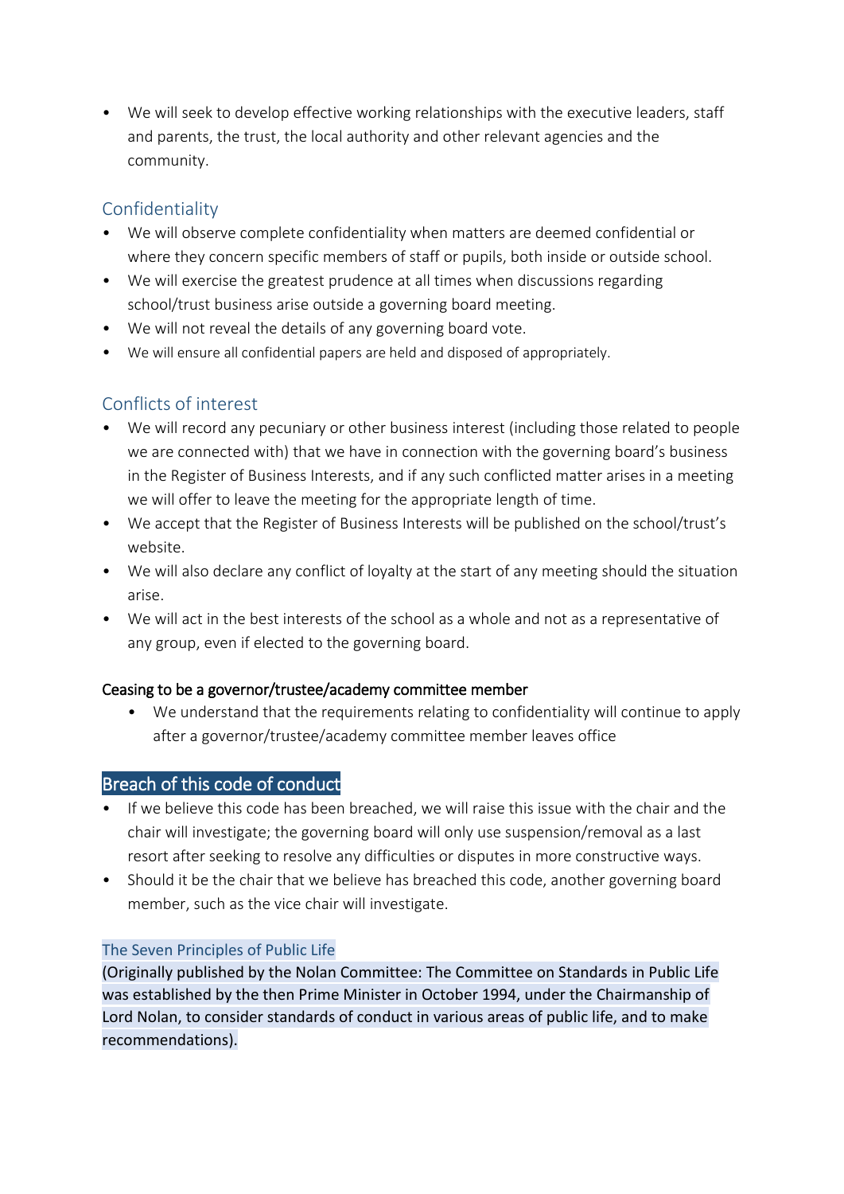- We will seek to develop effective working relationships with the executive leaders, staff and parents, the trust, the local authority and other relevant agencies and the community.

## Confidentiality

- We will observe complete confidentiality when matters are deemed confidential or where they concern specific members of staff or pupils, both inside or outside school.
- We will exercise the greatest prudence at all times when discussions regarding school/trust business arise outside a governing board meeting.
- We will not reveal the details of any governing board vote.
- We will ensure all confidential papers are held and disposed of appropriately.

## Conflicts of interest

- We will record any pecuniary or other business interest (including those related to people we are connected with) that we have in connection with the governing board's business in the Register of Business Interests, and if any such conflicted matter arises in a meeting we will offer to leave the meeting for the appropriate length of time.
- We accept that the Register of Business Interests will be published on the school/trust's website.
- We will also declare any conflict of loyalty at the start of any meeting should the situation arise.
- We will act in the best interests of the school as a whole and not as a representative of any group, even if elected to the governing board.

### Ceasing to be a governor/trustee/academy committee member

- We understand that the requirements relating to confidentiality will continue to apply after a governor/trustee/academy committee member leaves office

## Breach of this code of conduct

- If we believe this code has been breached, we will raise this issue with the chair and the chair will investigate; the governing board will only use suspension/removal as a last resort after seeking to resolve any difficulties or disputes in more constructive ways.
- Should it be the chair that we believe has breached this code, another governing board member, such as the vice chair will investigate.

### The Seven Principles of Public Life

(Originally published by the Nolan Committee: The Committee on Standards in Public Life was established by the then Prime Minister in October 1994, under the Chairmanship of Lord Nolan, to consider standards of conduct in various areas of public life, and to make recommendations).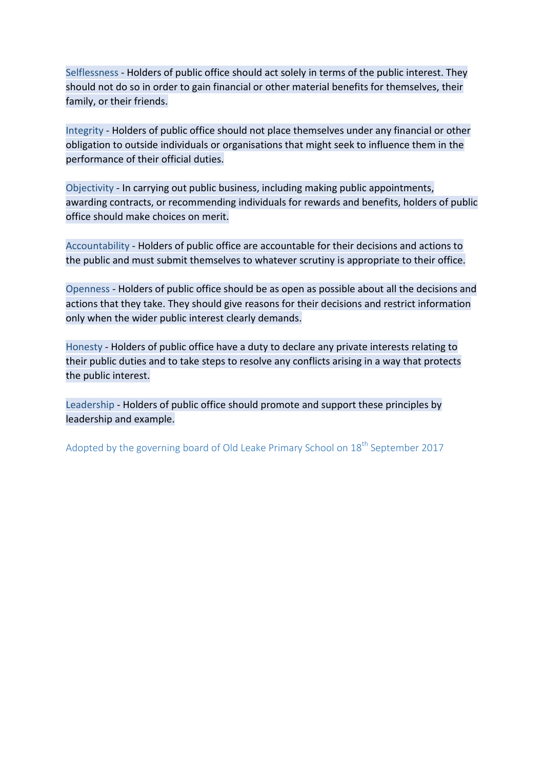Selflessness - Holders of public office should act solely in terms of the public interest. They should not do so in order to gain financial or other material benefits for themselves, their family, or their friends.

Integrity - Holders of public office should not place themselves under any financial or other obligation to outside individuals or organisations that might seek to influence them in the performance of their official duties.

Objectivity - In carrying out public business, including making public appointments, awarding contracts, or recommending individuals for rewards and benefits, holders of public office should make choices on merit.

Accountability - Holders of public office are accountable for their decisions and actions to the public and must submit themselves to whatever scrutiny is appropriate to their office.

Openness - Holders of public office should be as open as possible about all the decisions and actions that they take. They should give reasons for their decisions and restrict information only when the wider public interest clearly demands.

Honesty - Holders of public office have a duty to declare any private interests relating to their public duties and to take steps to resolve any conflicts arising in a way that protects the public interest.

Leadership - Holders of public office should promote and support these principles by leadership and example.

Adopted by the governing board of Old Leake Primary School on 18th September 2017